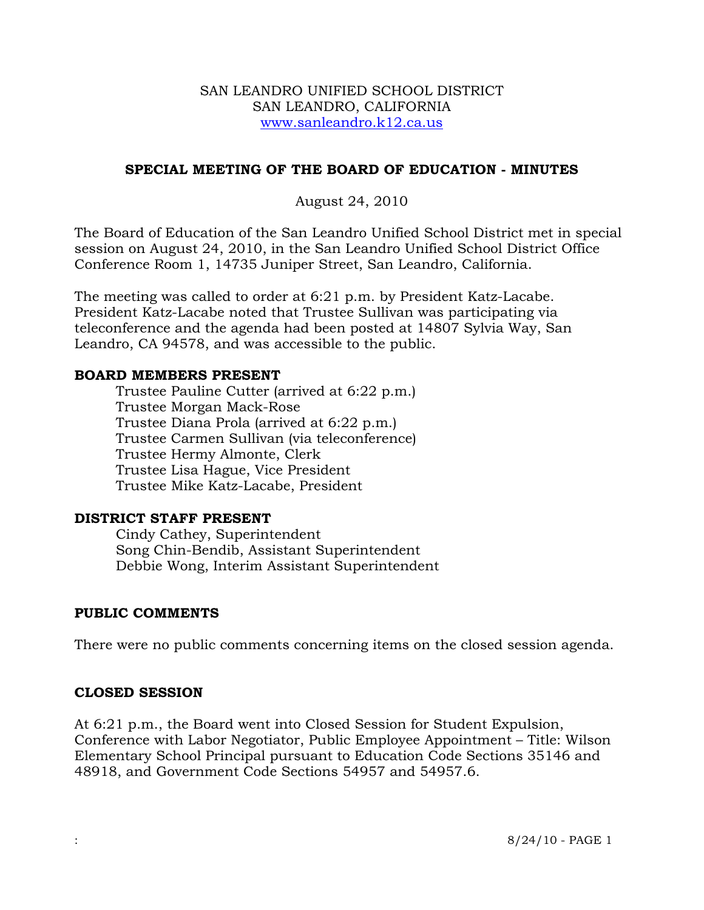SAN LEANDRO UNIFIED SCHOOL DISTRICT
SAN LEANDRO, CALIFORNIA
www.sanleandro.k12.ca.us

**SPECIAL MEETING OF THE BOARD OF EDUCATION - MINUTES**

August 24, 2010

The Board of Education of the San Leandro Unified School District met in special session on August 24, 2010, in the San Leandro Unified School District Office Conference Room 1, 14735 Juniper Street, San Leandro, California.

The meeting was called to order at 6:21 p.m. by President Katz-Lacabe. President Katz-Lacabe noted that Trustee Sullivan was participating via teleconference and the agenda had been posted at 14807 Sylvia Way, San Leandro, CA 94578, and was accessible to the public.

**BOARD MEMBERS PRESENT**

Trustee Pauline Cutter (arrived at 6:22 p.m.)
Trustee Morgan Mack-Rose
Trustee Diana Prola (arrived at 6:22 p.m.)
Trustee Carmen Sullivan (via teleconference)
Trustee Hermy Almonte, Clerk
Trustee Lisa Hague, Vice President
Trustee Mike Katz-Lacabe, President

**DISTRICT STAFF PRESENT**

Cindy Cathey, Superintendent
Song Chin-Bendib, Assistant Superintendent
Debbie Wong, Interim Assistant Superintendent

**PUBLIC COMMENTS**

There were no public comments concerning items on the closed session agenda.

**CLOSED SESSION**

At 6:21 p.m., the Board went into Closed Session for Student Expulsion, Conference with Labor Negotiator, Public Employee Appointment – Title: Wilson Elementary School Principal pursuant to Education Code Sections 35146 and 48918, and Government Code Sections 54957 and 54957.6.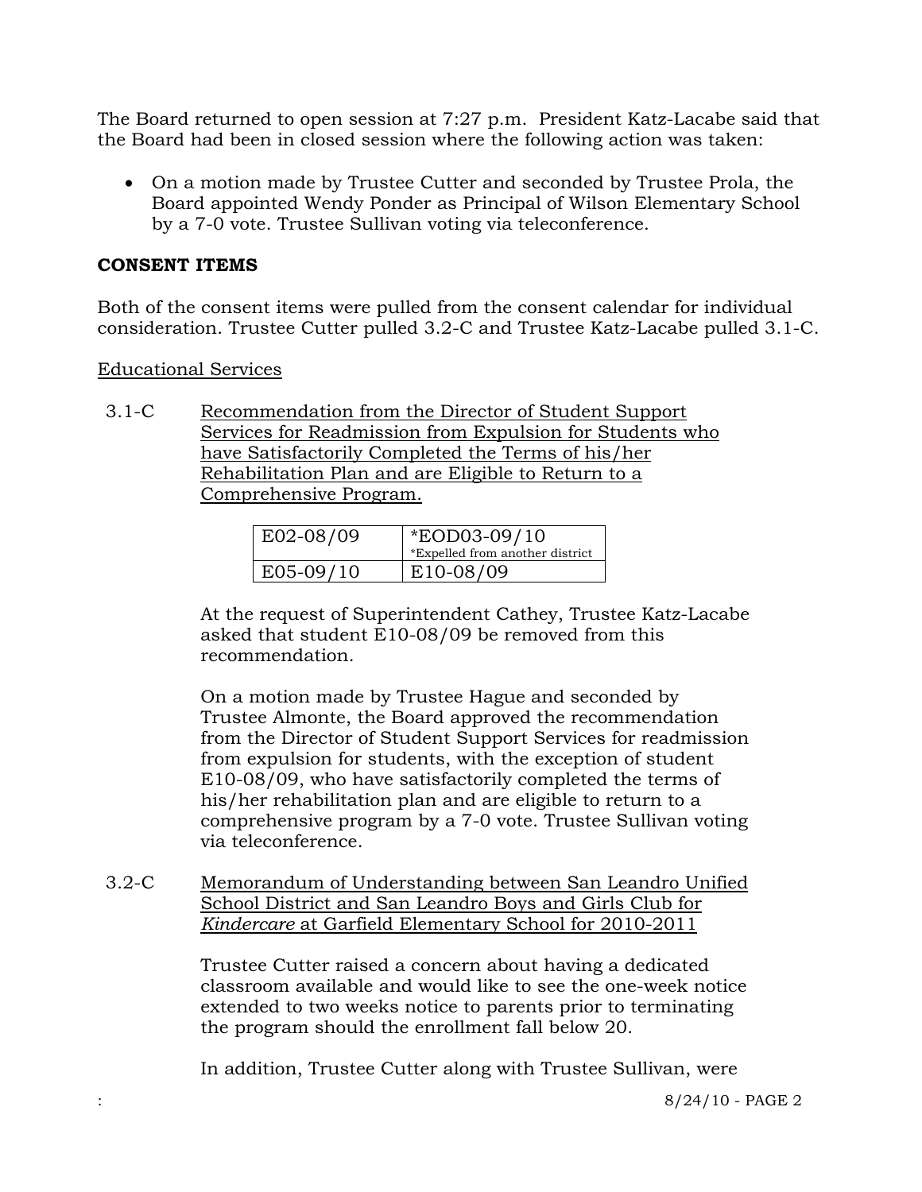The Board returned to open session at 7:27 p.m. President Katz-Lacabe said that the Board had been in closed session where the following action was taken:

- On a motion made by Trustee Cutter and seconded by Trustee Prola, the Board appointed Wendy Ponder as Principal of Wilson Elementary School by a 7-0 vote. Trustee Sullivan voting via teleconference.

**CONSENT ITEMS**

Both of the consent items were pulled from the consent calendar for individual consideration. Trustee Cutter pulled 3.2-C and Trustee Katz-Lacabe pulled 3.1-C.

Educational Services

3.1-C Recommendation from the Director of Student Support Services for Readmission from Expulsion for Students who have Satisfactorily Completed the Terms of his/her Rehabilitation Plan and are Eligible to Return to a Comprehensive Program.

| E02-08/09 | *EOD03-09/10 *Expelled from another district |
|---|---|
| E05-09/10 | E10-08/09 |

At the request of Superintendent Cathey, Trustee Katz-Lacabe asked that student E10-08/09 be removed from this recommendation.

On a motion made by Trustee Hague and seconded by Trustee Almonte, the Board approved the recommendation from the Director of Student Support Services for readmission from expulsion for students, with the exception of student E10-08/09, who have satisfactorily completed the terms of his/her rehabilitation plan and are eligible to return to a comprehensive program by a 7-0 vote. Trustee Sullivan voting via teleconference.

3.2-C Memorandum of Understanding between San Leandro Unified School District and San Leandro Boys and Girls Club for *Kindercare* at Garfield Elementary School for 2010-2011

Trustee Cutter raised a concern about having a dedicated classroom available and would like to see the one-week notice extended to two weeks notice to parents prior to terminating the program should the enrollment fall below 20.

In addition, Trustee Cutter along with Trustee Sullivan, were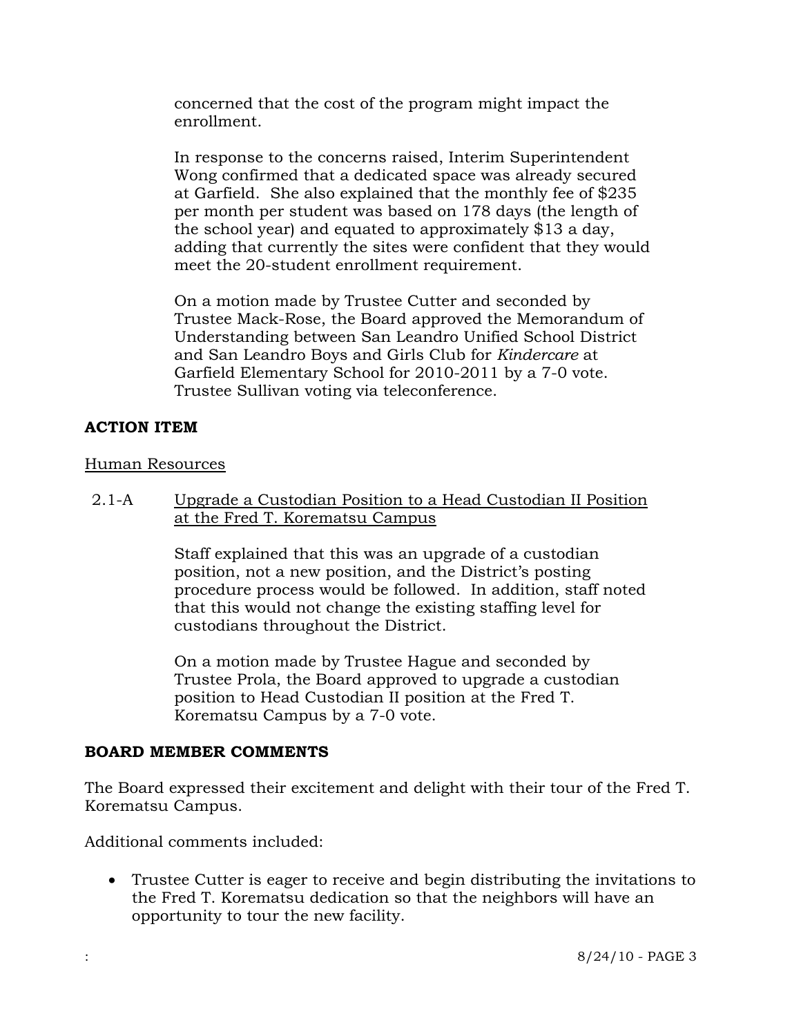concerned that the cost of the program might impact the enrollment.

In response to the concerns raised, Interim Superintendent Wong confirmed that a dedicated space was already secured at Garfield. She also explained that the monthly fee of $235 per month per student was based on 178 days (the length of the school year) and equated to approximately $13 a day, adding that currently the sites were confident that they would meet the 20-student enrollment requirement.

On a motion made by Trustee Cutter and seconded by Trustee Mack-Rose, the Board approved the Memorandum of Understanding between San Leandro Unified School District and San Leandro Boys and Girls Club for *Kindercare* at Garfield Elementary School for 2010-2011 by a 7-0 vote. Trustee Sullivan voting via teleconference.

**ACTION ITEM**

Human Resources

2.1-A Upgrade a Custodian Position to a Head Custodian II Position at the Fred T. Korematsu Campus

Staff explained that this was an upgrade of a custodian position, not a new position, and the District's posting procedure process would be followed. In addition, staff noted that this would not change the existing staffing level for custodians throughout the District.

On a motion made by Trustee Hague and seconded by Trustee Prola, the Board approved to upgrade a custodian position to Head Custodian II position at the Fred T. Korematsu Campus by a 7-0 vote.

**BOARD MEMBER COMMENTS**

The Board expressed their excitement and delight with their tour of the Fred T. Korematsu Campus.

Additional comments included:

- Trustee Cutter is eager to receive and begin distributing the invitations to the Fred T. Korematsu dedication so that the neighbors will have an opportunity to tour the new facility.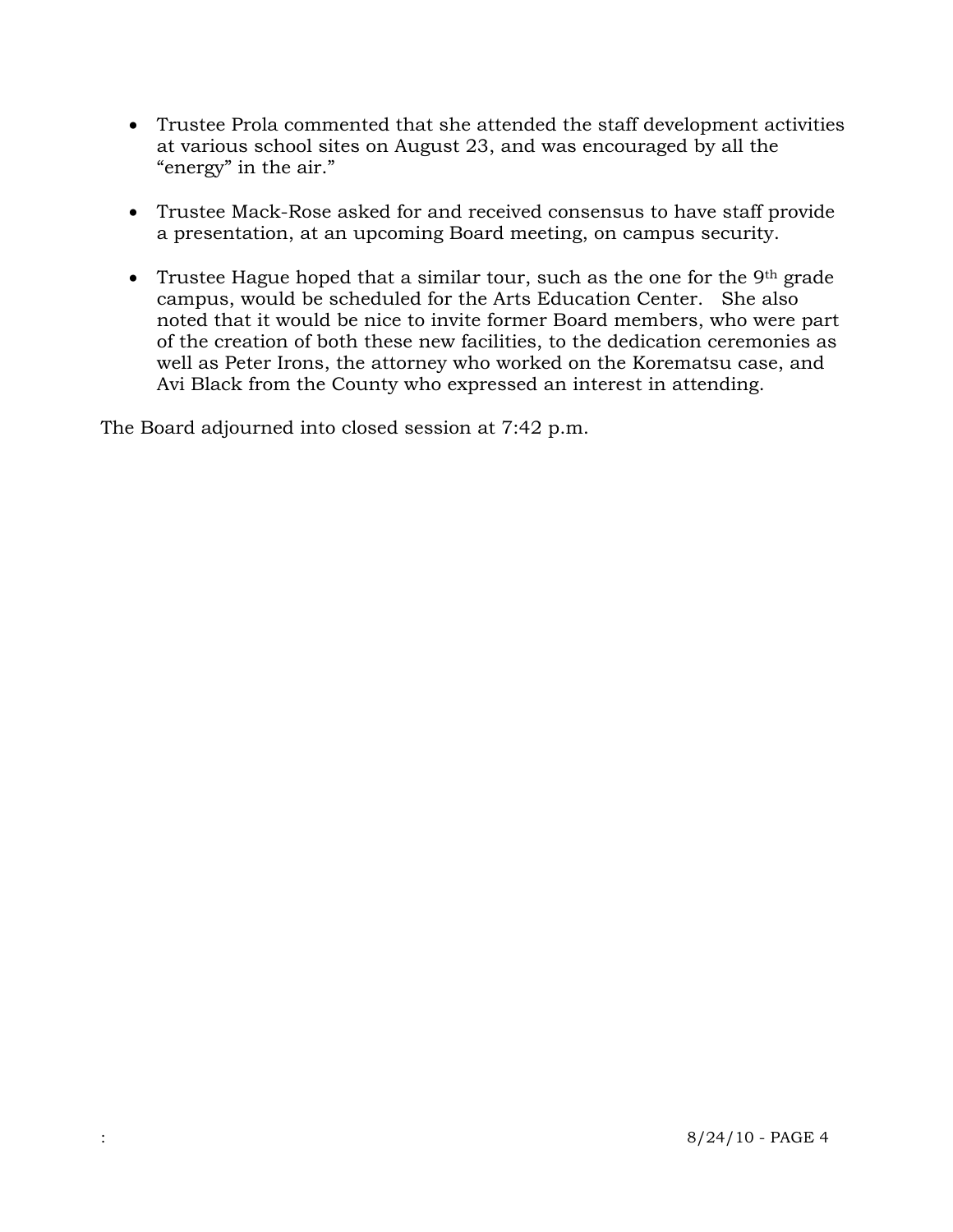- Trustee Prola commented that she attended the staff development activities at various school sites on August 23, and was encouraged by all the "energy" in the air."

- Trustee Mack-Rose asked for and received consensus to have staff provide a presentation, at an upcoming Board meeting, on campus security.

- Trustee Hague hoped that a similar tour, such as the one for the 9th grade campus, would be scheduled for the Arts Education Center. She also noted that it would be nice to invite former Board members, who were part of the creation of both these new facilities, to the dedication ceremonies as well as Peter Irons, the attorney who worked on the Korematsu case, and Avi Black from the County who expressed an interest in attending.

The Board adjourned into closed session at 7:42 p.m.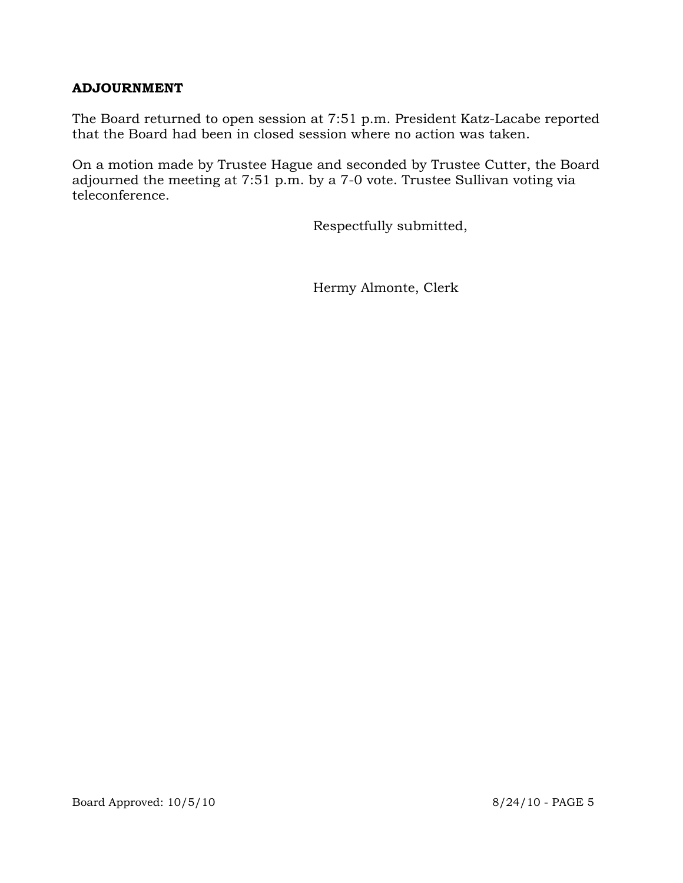**ADJOURNMENT**

The Board returned to open session at 7:51 p.m. President Katz-Lacabe reported that the Board had been in closed session where no action was taken.

On a motion made by Trustee Hague and seconded by Trustee Cutter, the Board adjourned the meeting at 7:51 p.m. by a 7-0 vote. Trustee Sullivan voting via teleconference.

Respectfully submitted,

Hermy Almonte, Clerk

Board Approved: 10/5/10